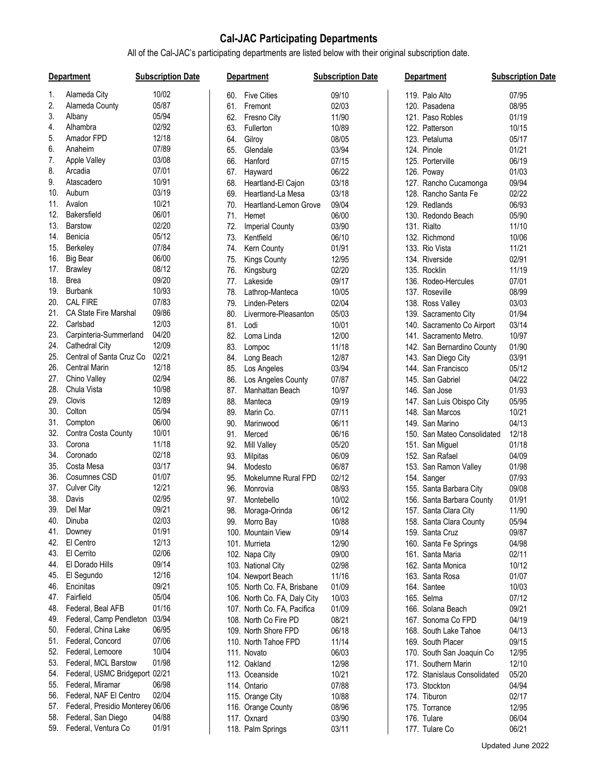# Cal-JAC Participating Departments

All of the Cal-JAC's participating departments are listed below with their original subscription date.

| | Department | Subscription Date |
|---|---|---|
| 1. | Alameda City | 10/02 |
| 2. | Alameda County | 05/87 |
| 3. | Albany | 05/94 |
| 4. | Alhambra | 02/92 |
| 5. | Amador FPD | 12/18 |
| 6. | Anaheim | 07/89 |
| 7. | Apple Valley | 03/08 |
| 8. | Arcadia | 07/01 |
| 9. | Atascadero | 10/91 |
| 10. | Auburn | 03/19 |
| 11. | Avalon | 10/21 |
| 12. | Bakersfield | 06/01 |
| 13. | Barstow | 02/20 |
| 14. | Benicia | 05/12 |
| 15. | Berkeley | 07/84 |
| 16. | Big Bear | 06/00 |
| 17. | Brawley | 08/12 |
| 18. | Brea | 09/20 |
| 19. | Burbank | 10/93 |
| 20. | CAL FIRE | 07/83 |
| 21. | CA State Fire Marshal | 09/86 |
| 22. | Carlsbad | 12/03 |
| 23. | Carpinteria-Summerland | 04/20 |
| 24. | Cathedral City | 12/09 |
| 25. | Central of Santa Cruz Co | 02/21 |
| 26. | Central Marin | 12/18 |
| 27. | Chino Valley | 02/94 |
| 28. | Chula Vista | 10/98 |
| 29. | Clovis | 12/89 |
| 30. | Colton | 05/94 |
| 31. | Compton | 06/00 |
| 32. | Contra Costa County | 10/01 |
| 33. | Corona | 11/18 |
| 34. | Coronado | 02/18 |
| 35. | Costa Mesa | 03/17 |
| 36. | Cosumnes CSD | 01/07 |
| 37. | Culver City | 12/21 |
| 38. | Davis | 02/95 |
| 39. | Del Mar | 09/21 |
| 40. | Dinuba | 02/03 |
| 41. | Downey | 01/91 |
| 42. | El Centro | 12/13 |
| 43. | El Cerrito | 02/06 |
| 44. | El Dorado Hills | 09/14 |
| 45. | El Segundo | 12/16 |
| 46. | Encinitas | 09/21 |
| 47. | Fairfield | 05/04 |
| 48. | Federal, Beal AFB | 01/16 |
| 49. | Federal, Camp Pendleton | 03/94 |
| 50. | Federal, China Lake | 06/95 |
| 51. | Federal, Concord | 07/06 |
| 52. | Federal, Lemoore | 10/04 |
| 53. | Federal, MCL Barstow | 01/98 |
| 54. | Federal, USMC Bridgeport | 02/21 |
| 55. | Federal, Miramar | 06/98 |
| 56. | Federal, NAF El Centro | 02/04 |
| 57. | Federal, Presidio Monterey | 06/06 |
| 58. | Federal, San Diego | 04/88 |
| 59. | Federal, Ventura Co | 01/91 |
| 60. | Five Cities | 09/10 |
| 61. | Fremont | 02/03 |
| 62. | Fresno City | 11/90 |
| 63. | Fullerton | 10/89 |
| 64. | Gilroy | 08/05 |
| 65. | Glendale | 03/94 |
| 66. | Hanford | 07/15 |
| 67. | Hayward | 06/22 |
| 68. | Heartland-El Cajon | 03/18 |
| 69. | Heartland-La Mesa | 03/18 |
| 70. | Heartland-Lemon Grove | 09/04 |
| 71. | Hemet | 06/00 |
| 72. | Imperial County | 03/90 |
| 73. | Kentfield | 06/10 |
| 74. | Kern County | 01/91 |
| 75. | Kings County | 12/95 |
| 76. | Kingsburg | 02/20 |
| 77. | Lakeside | 09/17 |
| 78. | Lathrop-Manteca | 10/05 |
| 79. | Linden-Peters | 02/04 |
| 80. | Livermore-Pleasanton | 05/03 |
| 81. | Lodi | 10/01 |
| 82. | Loma Linda | 12/00 |
| 83. | Lompoc | 11/18 |
| 84. | Long Beach | 12/87 |
| 85. | Los Angeles | 03/94 |
| 86. | Los Angeles County | 07/87 |
| 87. | Manhattan Beach | 10/97 |
| 88. | Manteca | 09/19 |
| 89. | Marin Co. | 07/11 |
| 90. | Marinwood | 06/11 |
| 91. | Merced | 06/16 |
| 92. | Mill Valley | 05/20 |
| 93. | Milpitas | 06/09 |
| 94. | Modesto | 06/87 |
| 95. | Mokelumne Rural FPD | 02/12 |
| 96. | Monrovia | 08/93 |
| 97. | Montebello | 10/02 |
| 98. | Moraga-Orinda | 06/12 |
| 99. | Morro Bay | 10/88 |
| 100. | Mountain View | 09/14 |
| 101. | Murrieta | 12/90 |
| 102. | Napa City | 09/00 |
| 103. | National City | 02/98 |
| 104. | Newport Beach | 11/16 |
| 105. | North Co. FA, Brisbane | 01/09 |
| 106. | North Co. FA, Daly City | 10/03 |
| 107. | North Co. FA, Pacifica | 01/09 |
| 108. | North Co Fire PD | 08/21 |
| 109. | North Shore FPD | 06/18 |
| 110. | North Tahoe FPD | 11/14 |
| 111. | Novato | 06/03 |
| 112. | Oakland | 12/98 |
| 113. | Oceanside | 10/21 |
| 114. | Ontario | 07/88 |
| 115. | Orange City | 10/88 |
| 116. | Orange County | 08/96 |
| 117. | Oxnard | 03/90 |
| 118. | Palm Springs | 03/11 |
| 119. | Palo Alto | 07/95 |
| 120. | Pasadena | 08/95 |
| 121. | Paso Robles | 01/19 |
| 122. | Patterson | 10/15 |
| 123. | Petaluma | 05/17 |
| 124. | Pinole | 01/21 |
| 125. | Porterville | 06/19 |
| 126. | Poway | 01/03 |
| 127. | Rancho Cucamonga | 09/94 |
| 128. | Rancho Santa Fe | 02/22 |
| 129. | Redlands | 06/93 |
| 130. | Redondo Beach | 05/90 |
| 131. | Rialto | 11/10 |
| 132. | Richmond | 10/06 |
| 133. | Rio Vista | 11/21 |
| 134. | Riverside | 02/91 |
| 135. | Rocklin | 11/19 |
| 136. | Rodeo-Hercules | 07/01 |
| 137. | Roseville | 08/99 |
| 138. | Ross Valley | 03/03 |
| 139. | Sacramento City | 01/94 |
| 140. | Sacramento Co Airport | 03/14 |
| 141. | Sacramento Metro. | 10/97 |
| 142. | San Bernardino County | 01/90 |
| 143. | San Diego City | 03/91 |
| 144. | San Francisco | 05/12 |
| 145. | San Gabriel | 04/22 |
| 146. | San Jose | 01/93 |
| 147. | San Luis Obispo City | 05/95 |
| 148. | San Marcos | 10/21 |
| 149. | San Marino | 04/13 |
| 150. | San Mateo Consolidated | 12/18 |
| 151. | San Miguel | 01/18 |
| 152. | San Rafael | 04/09 |
| 153. | San Ramon Valley | 01/98 |
| 154. | Sanger | 07/93 |
| 155. | Santa Barbara City | 09/08 |
| 156. | Santa Barbara County | 01/91 |
| 157. | Santa Clara City | 11/90 |
| 158. | Santa Clara County | 05/94 |
| 159. | Santa Cruz | 09/87 |
| 160. | Santa Fe Springs | 04/98 |
| 161. | Santa Maria | 02/11 |
| 162. | Santa Monica | 10/12 |
| 163. | Santa Rosa | 01/07 |
| 164. | Santee | 10/03 |
| 165. | Selma | 07/12 |
| 166. | Solana Beach | 09/21 |
| 167. | Sonoma Co FPD | 04/19 |
| 168. | South Lake Tahoe | 04/13 |
| 169. | South Placer | 09/15 |
| 170. | South San Joaquin Co | 12/95 |
| 171. | Southern Marin | 12/10 |
| 172. | Stanislaus Consolidated | 05/20 |
| 173. | Stockton | 04/94 |
| 174. | Tiburon | 02/17 |
| 175. | Torrance | 12/95 |
| 176. | Tulare | 06/04 |
| 177. | Tulare Co | 06/21 |

Updated June 2022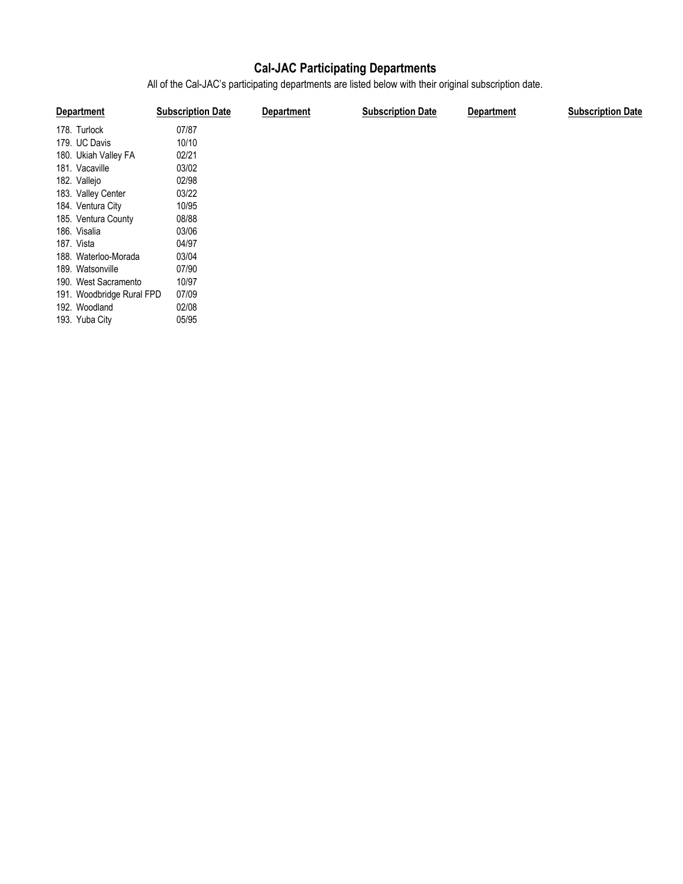## Cal-JAC Participating Departments

All of the Cal-JAC's participating departments are listed below with their original subscription date.

| Department | Subscription Date | Department | Subscription Date | Department | Subscription Date |
|---|---|---|---|---|---|
| 178. Turlock | 07/87 | | | | |
| 179. UC Davis | 10/10 | | | | |
| 180. Ukiah Valley FA | 02/21 | | | | |
| 181. Vacaville | 03/02 | | | | |
| 182. Vallejo | 02/98 | | | | |
| 183. Valley Center | 03/22 | | | | |
| 184. Ventura City | 10/95 | | | | |
| 185. Ventura County | 08/88 | | | | |
| 186. Visalia | 03/06 | | | | |
| 187. Vista | 04/97 | | | | |
| 188. Waterloo-Morada | 03/04 | | | | |
| 189. Watsonville | 07/90 | | | | |
| 190. West Sacramento | 10/97 | | | | |
| 191. Woodbridge Rural FPD | 07/09 | | | | |
| 192. Woodland | 02/08 | | | | |
| 193. Yuba City | 05/95 | | | | |